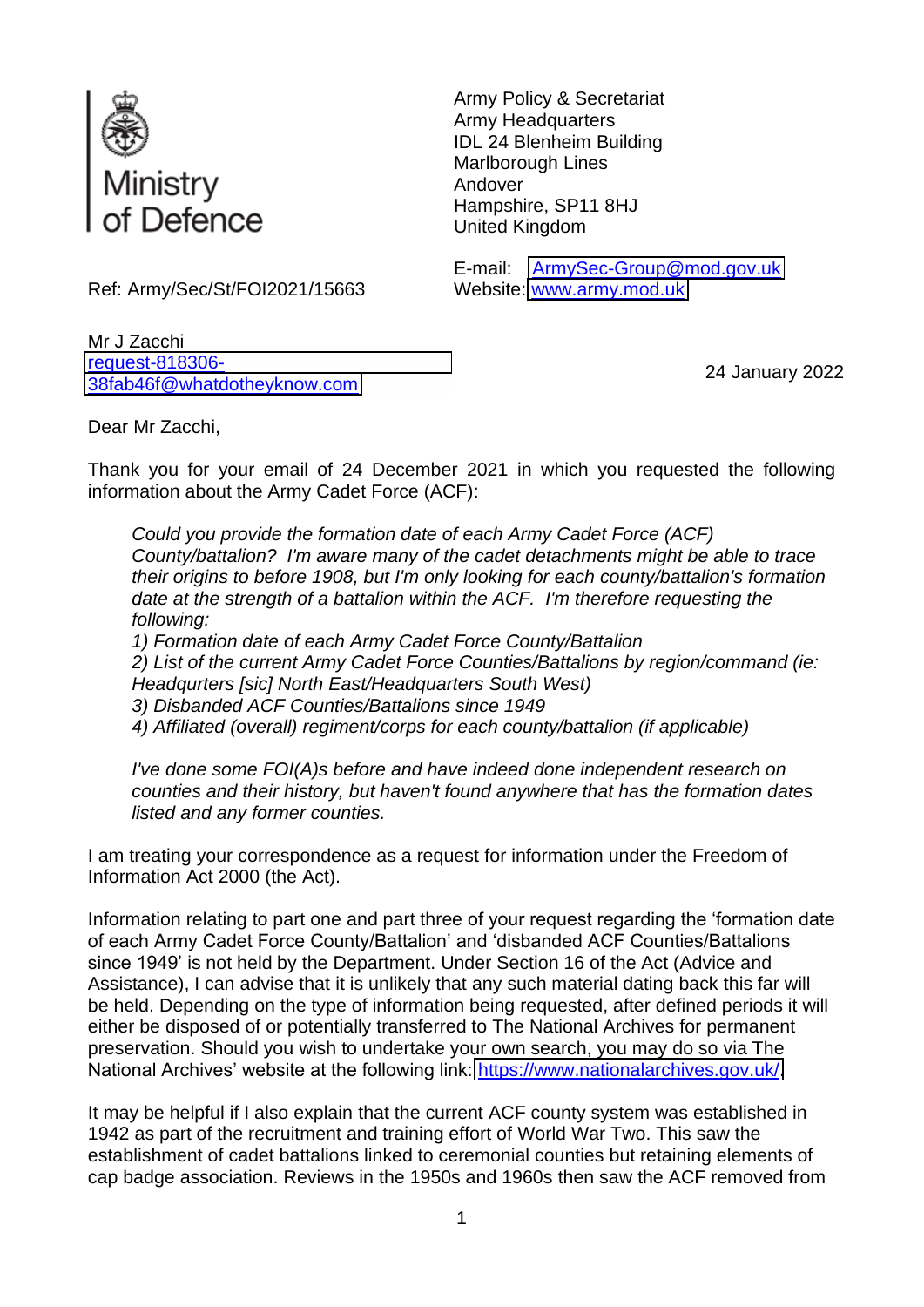Ministry of Defence

Army Policy & Secretariat
Army Headquarters
IDL 24 Blenheim Building
Marlborough Lines
Andover
Hampshire, SP11 8HJ
United Kingdom

E-mail: ArmySec-Group@mod.gov.uk
Website: www.army.mod.uk

Ref: Army/Sec/St/FOI2021/15663

Mr J Zacchi
request-818306-38fab46f@whatdotheyknow.com

24 January 2022

Dear Mr Zacchi,

Thank you for your email of 24 December 2021 in which you requested the following information about the Army Cadet Force (ACF):

> *Could you provide the formation date of each Army Cadet Force (ACF) County/battalion? I'm aware many of the cadet detachments might be able to trace their origins to before 1908, but I'm only looking for each county/battalion's formation date at the strength of a battalion within the ACF. I'm therefore requesting the following:*
>
> *1) Formation date of each Army Cadet Force County/Battalion*
>
> *2) List of the current Army Cadet Force Counties/Battalions by region/command (ie: Headqurters [sic] North East/Headquarters South West)*
>
> *3) Disbanded ACF Counties/Battalions since 1949*
>
> *4) Affiliated (overall) regiment/corps for each county/battalion (if applicable)*
>
> *I've done some FOI(A)s before and have indeed done independent research on counties and their history, but haven't found anywhere that has the formation dates listed and any former counties.*

I am treating your correspondence as a request for information under the Freedom of Information Act 2000 (the Act).

Information relating to part one and part three of your request regarding the 'formation date of each Army Cadet Force County/Battalion' and 'disbanded ACF Counties/Battalions since 1949' is not held by the Department. Under Section 16 of the Act (Advice and Assistance), I can advise that it is unlikely that any such material dating back this far will be held. Depending on the type of information being requested, after defined periods it will either be disposed of or potentially transferred to The National Archives for permanent preservation. Should you wish to undertake your own search, you may do so via The National Archives' website at the following link: https://www.nationalarchives.gov.uk/.

It may be helpful if I also explain that the current ACF county system was established in 1942 as part of the recruitment and training effort of World War Two. This saw the establishment of cadet battalions linked to ceremonial counties but retaining elements of cap badge association. Reviews in the 1950s and 1960s then saw the ACF removed from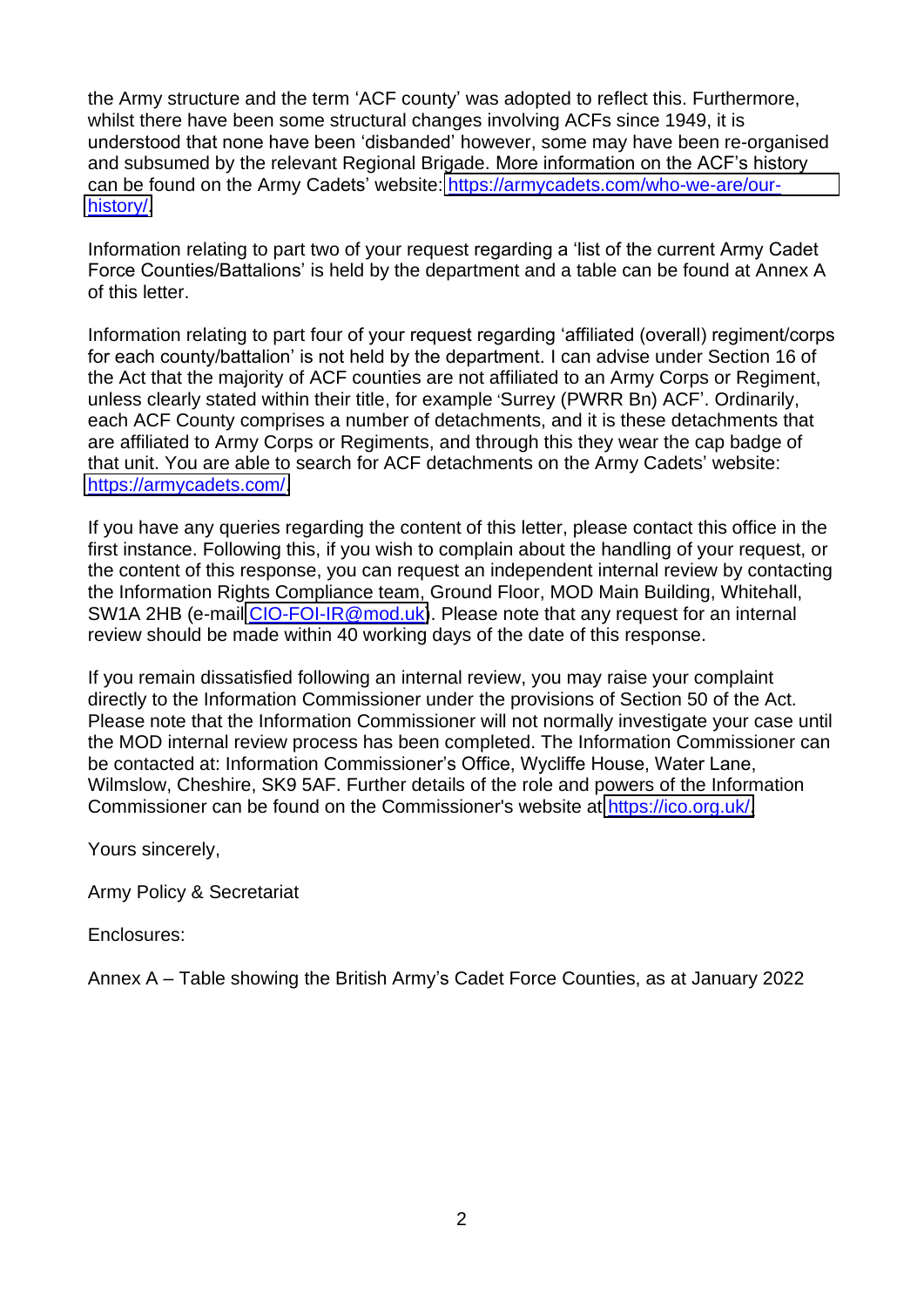the Army structure and the term 'ACF county' was adopted to reflect this. Furthermore, whilst there have been some structural changes involving ACFs since 1949, it is understood that none have been 'disbanded' however, some may have been re-organised and subsumed by the relevant Regional Brigade. More information on the ACF's history can be found on the Army Cadets' website: https://armycadets.com/who-we-are/our-history/.

Information relating to part two of your request regarding a 'list of the current Army Cadet Force Counties/Battalions' is held by the department and a table can be found at Annex A of this letter.

Information relating to part four of your request regarding 'affiliated (overall) regiment/corps for each county/battalion' is not held by the department. I can advise under Section 16 of the Act that the majority of ACF counties are not affiliated to an Army Corps or Regiment, unless clearly stated within their title, for example 'Surrey (PWRR Bn) ACF'. Ordinarily, each ACF County comprises a number of detachments, and it is these detachments that are affiliated to Army Corps or Regiments, and through this they wear the cap badge of that unit. You are able to search for ACF detachments on the Army Cadets' website: https://armycadets.com/.

If you have any queries regarding the content of this letter, please contact this office in the first instance. Following this, if you wish to complain about the handling of your request, or the content of this response, you can request an independent internal review by contacting the Information Rights Compliance team, Ground Floor, MOD Main Building, Whitehall, SW1A 2HB (e-mail CIO-FOI-IR@mod.uk). Please note that any request for an internal review should be made within 40 working days of the date of this response.

If you remain dissatisfied following an internal review, you may raise your complaint directly to the Information Commissioner under the provisions of Section 50 of the Act. Please note that the Information Commissioner will not normally investigate your case until the MOD internal review process has been completed. The Information Commissioner can be contacted at: Information Commissioner's Office, Wycliffe House, Water Lane, Wilmslow, Cheshire, SK9 5AF. Further details of the role and powers of the Information Commissioner can be found on the Commissioner's website at https://ico.org.uk/.

Yours sincerely,

Army Policy & Secretariat

Enclosures:

Annex A – Table showing the British Army's Cadet Force Counties, as at January 2022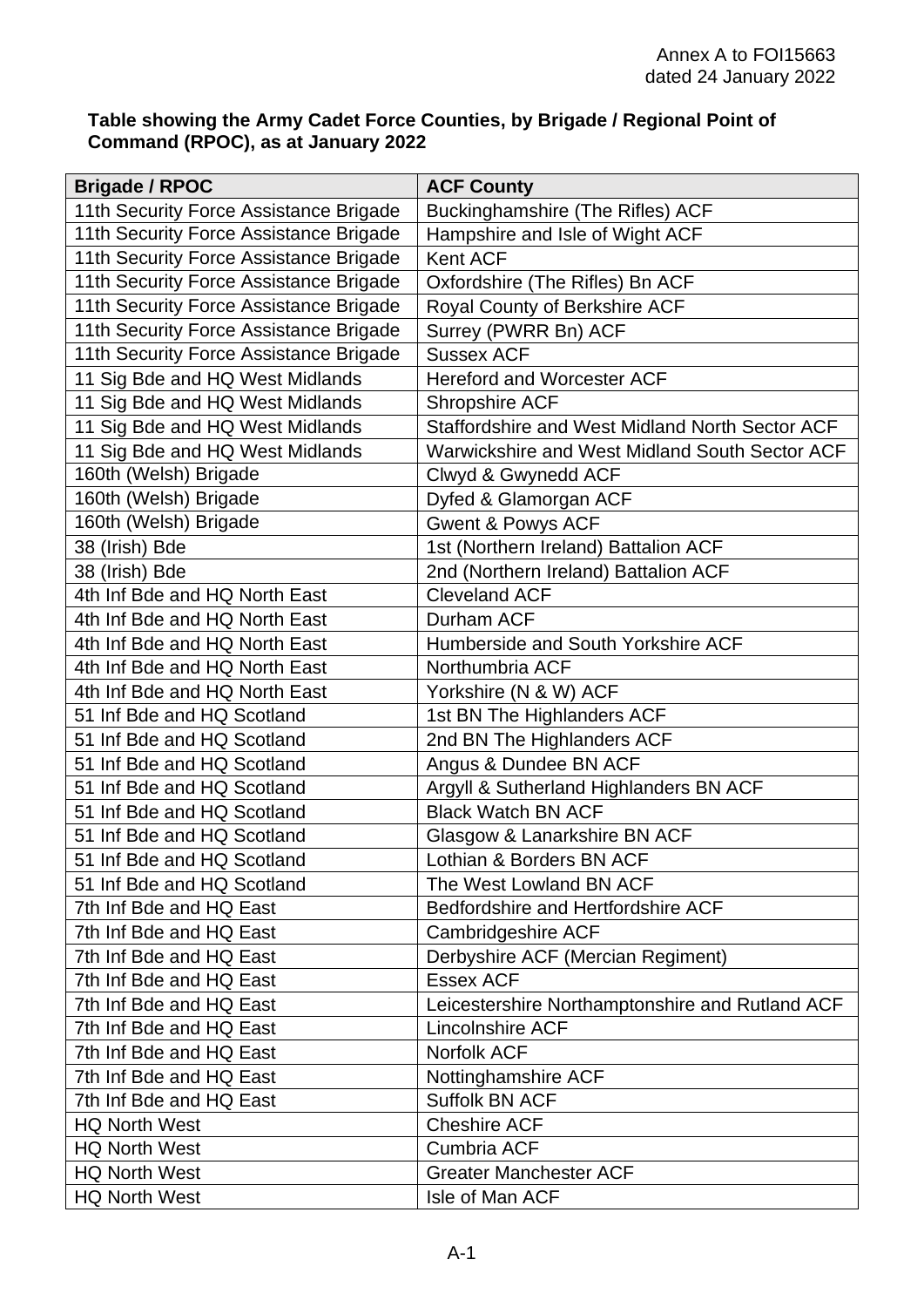Annex A to FOI15663
dated 24 January 2022

**Table showing the Army Cadet Force Counties, by Brigade / Regional Point of Command (RPOC), as at January 2022**

| Brigade / RPOC | ACF County |
| --- | --- |
| 11th Security Force Assistance Brigade | Buckinghamshire (The Rifles) ACF |
| 11th Security Force Assistance Brigade | Hampshire and Isle of Wight ACF |
| 11th Security Force Assistance Brigade | Kent ACF |
| 11th Security Force Assistance Brigade | Oxfordshire (The Rifles) Bn ACF |
| 11th Security Force Assistance Brigade | Royal County of Berkshire ACF |
| 11th Security Force Assistance Brigade | Surrey (PWRR Bn) ACF |
| 11th Security Force Assistance Brigade | Sussex ACF |
| 11 Sig Bde and HQ West Midlands | Hereford and Worcester ACF |
| 11 Sig Bde and HQ West Midlands | Shropshire ACF |
| 11 Sig Bde and HQ West Midlands | Staffordshire and West Midland North Sector ACF |
| 11 Sig Bde and HQ West Midlands | Warwickshire and West Midland South Sector ACF |
| 160th (Welsh) Brigade | Clwyd & Gwynedd ACF |
| 160th (Welsh) Brigade | Dyfed & Glamorgan ACF |
| 160th (Welsh) Brigade | Gwent & Powys ACF |
| 38 (Irish) Bde | 1st (Northern Ireland) Battalion ACF |
| 38 (Irish) Bde | 2nd (Northern Ireland) Battalion ACF |
| 4th Inf Bde and HQ North East | Cleveland ACF |
| 4th Inf Bde and HQ North East | Durham ACF |
| 4th Inf Bde and HQ North East | Humberside and South Yorkshire ACF |
| 4th Inf Bde and HQ North East | Northumbria ACF |
| 4th Inf Bde and HQ North East | Yorkshire (N & W) ACF |
| 51 Inf Bde and HQ Scotland | 1st BN The Highlanders ACF |
| 51 Inf Bde and HQ Scotland | 2nd BN The Highlanders ACF |
| 51 Inf Bde and HQ Scotland | Angus & Dundee BN ACF |
| 51 Inf Bde and HQ Scotland | Argyll & Sutherland Highlanders BN ACF |
| 51 Inf Bde and HQ Scotland | Black Watch BN ACF |
| 51 Inf Bde and HQ Scotland | Glasgow & Lanarkshire BN ACF |
| 51 Inf Bde and HQ Scotland | Lothian & Borders BN ACF |
| 51 Inf Bde and HQ Scotland | The West Lowland BN ACF |
| 7th Inf Bde and HQ East | Bedfordshire and Hertfordshire ACF |
| 7th Inf Bde and HQ East | Cambridgeshire ACF |
| 7th Inf Bde and HQ East | Derbyshire ACF (Mercian Regiment) |
| 7th Inf Bde and HQ East | Essex ACF |
| 7th Inf Bde and HQ East | Leicestershire Northamptonshire and Rutland ACF |
| 7th Inf Bde and HQ East | Lincolnshire ACF |
| 7th Inf Bde and HQ East | Norfolk ACF |
| 7th Inf Bde and HQ East | Nottinghamshire ACF |
| 7th Inf Bde and HQ East | Suffolk BN ACF |
| HQ North West | Cheshire ACF |
| HQ North West | Cumbria ACF |
| HQ North West | Greater Manchester ACF |
| HQ North West | Isle of Man ACF |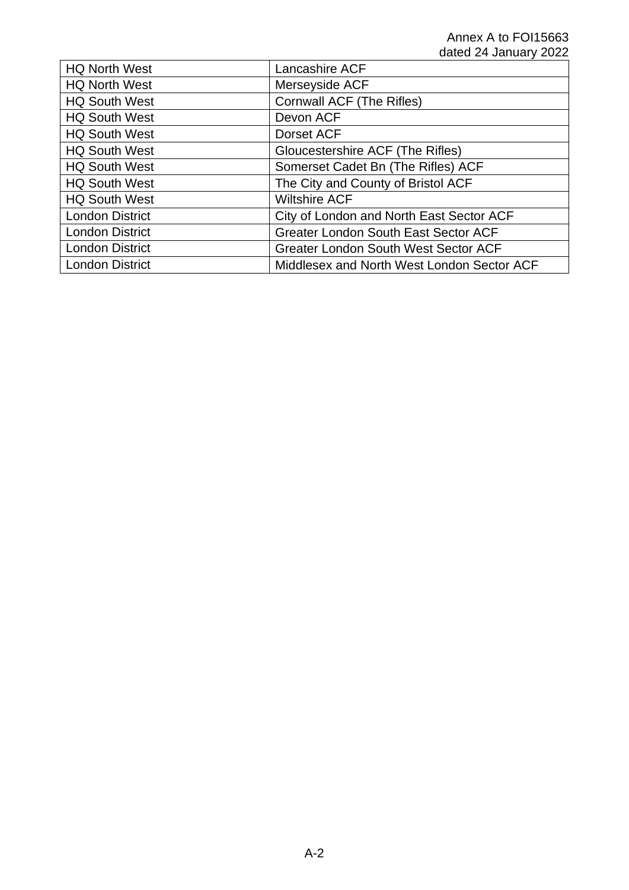Annex A to FOI15663
dated 24 January 2022

| | |
|---|---|
| HQ North West | Lancashire ACF |
| HQ North West | Merseyside ACF |
| HQ South West | Cornwall ACF (The Rifles) |
| HQ South West | Devon ACF |
| HQ South West | Dorset ACF |
| HQ South West | Gloucestershire ACF (The Rifles) |
| HQ South West | Somerset Cadet Bn (The Rifles) ACF |
| HQ South West | The City and County of Bristol ACF |
| HQ South West | Wiltshire ACF |
| London District | City of London and North East Sector ACF |
| London District | Greater London South East Sector ACF |
| London District | Greater London South West Sector ACF |
| London District | Middlesex and North West London Sector ACF |